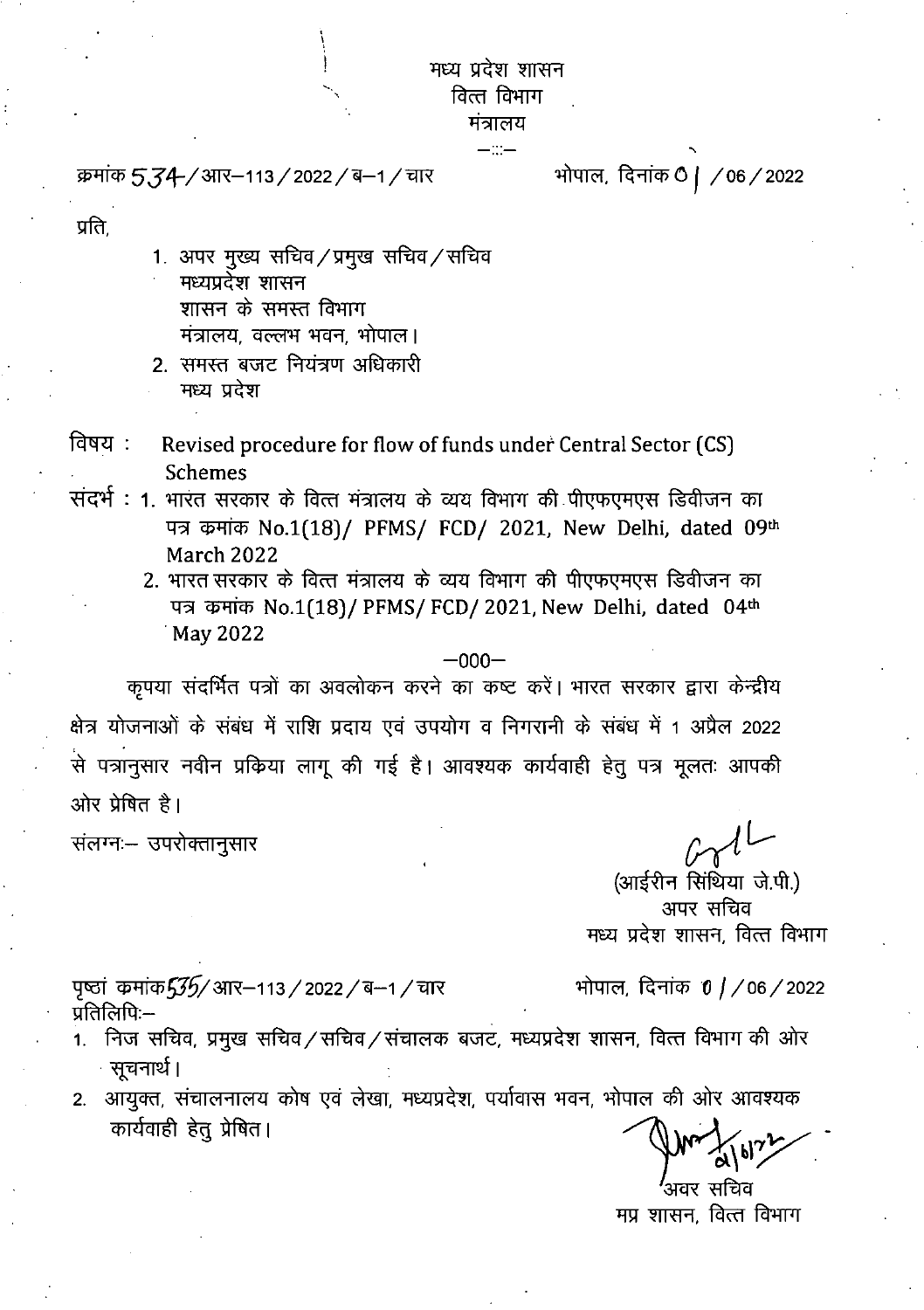मध्य प्रदेश शासन
वित्त विभाग
मंत्रालय

—:::—

क्रमांक 534/आर–113/2022/ब–1/चार                                                  भोपाल, दिनांक 01/06/2022

प्रति,

1. अपर मुख्य सचिव/प्रमुख सचिव/सचिव
   मध्यप्रदेश शासन
   शासन के समस्त विभाग
   मंत्रालय, वल्लभ भवन, भोपाल।
2. समस्त बजट नियंत्रण अधिकारी
   मध्य प्रदेश

विषय : Revised procedure for flow of funds under Central Sector (CS) Schemes

संदर्भ : 1. भारत सरकार के वित्त मंत्रालय के व्यय विभाग की पीएफएमएस डिवीजन का पत्र कमांक No.1(18)/ PFMS/ FCD/ 2021, New Delhi, dated 09th March 2022
2. भारत सरकार के वित्त मंत्रालय के व्यय विभाग की पीएफएमएस डिवीजन का पत्र कमांक No.1(18)/ PFMS/ FCD/ 2021, New Delhi, dated 04th May 2022

—000—

कृपया संदर्भित पत्रों का अवलोकन करने का कष्ट करें। भारत सरकार द्वारा केन्द्रीय क्षेत्र योजनाओं के संबंध में राशि प्रदाय एवं उपयोग व निगरानी के संबंध में 1 अप्रैल 2022 से पत्रानुसार नवीन प्रक्रिया लागू की गई है। आवश्यक कार्यवाही हेतु पत्र मूलतः आपकी ओर प्रेषित है।

संलग्नः– उपरोक्तानुसार

(आईरीन सिंथिया जे.पी.)
अपर सचिव
मध्य प्रदेश शासन, वित्त विभाग

पृष्ठां कमांक 535/आर–113/2022/ब–1/चार                                                  भोपाल, दिनांक 01/06/2022

प्रतिलिपिः–

1. निज सचिव, प्रमुख सचिव/सचिव/संचालक बजट, मध्यप्रदेश शासन, वित्त विभाग की ओर सूचनार्थ।
2. आयुक्त, संचालनालय कोष एवं लेखा, मध्यप्रदेश, पर्यावास भवन, भोपाल की ओर आवश्यक कार्यवाही हेतु प्रेषित।

अवर सचिव
मप्र शासन, वित्त विभाग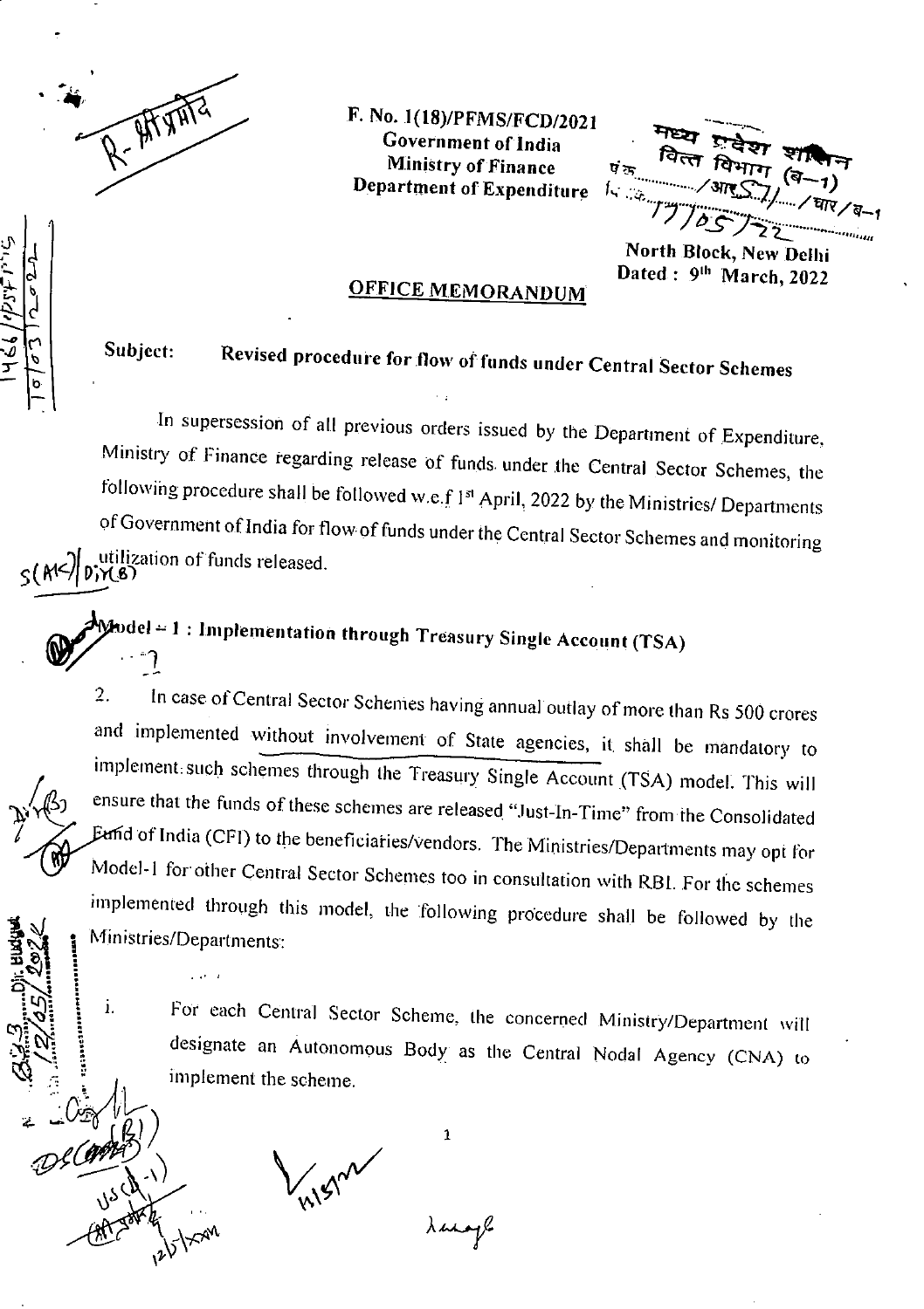F. No. 1(18)/PFMS/FCD/2021
Government of India
Ministry of Finance
Department of Expenditure

North Block, New Delhi
Dated : 9th March, 2022

## OFFICE MEMORANDUM

**Subject: Revised procedure for flow of funds under Central Sector Schemes**

In supersession of all previous orders issued by the Department of Expenditure, Ministry of Finance regarding release of funds under the Central Sector Schemes, the following procedure shall be followed w.e.f 1st April, 2022 by the Ministries/ Departments of Government of India for flow of funds under the Central Sector Schemes and monitoring utilization of funds released.

### Model – 1 : Implementation through Treasury Single Account (TSA)

2. In case of Central Sector Schemes having annual outlay of more than Rs 500 crores and implemented without involvement of State agencies, it shall be mandatory to implement such schemes through the Treasury Single Account (TSA) model. This will ensure that the funds of these schemes are released "Just-In-Time" from the Consolidated Fund of India (CFI) to the beneficiaries/vendors. The Ministries/Departments may opt for Model-1 for other Central Sector Schemes too in consultation with RBI. For the schemes implemented through this model, the following procedure shall be followed by the Ministries/Departments:

   i. For each Central Sector Scheme, the concerned Ministry/Department will designate an Autonomous Body as the Central Nodal Agency (CNA) to implement the scheme.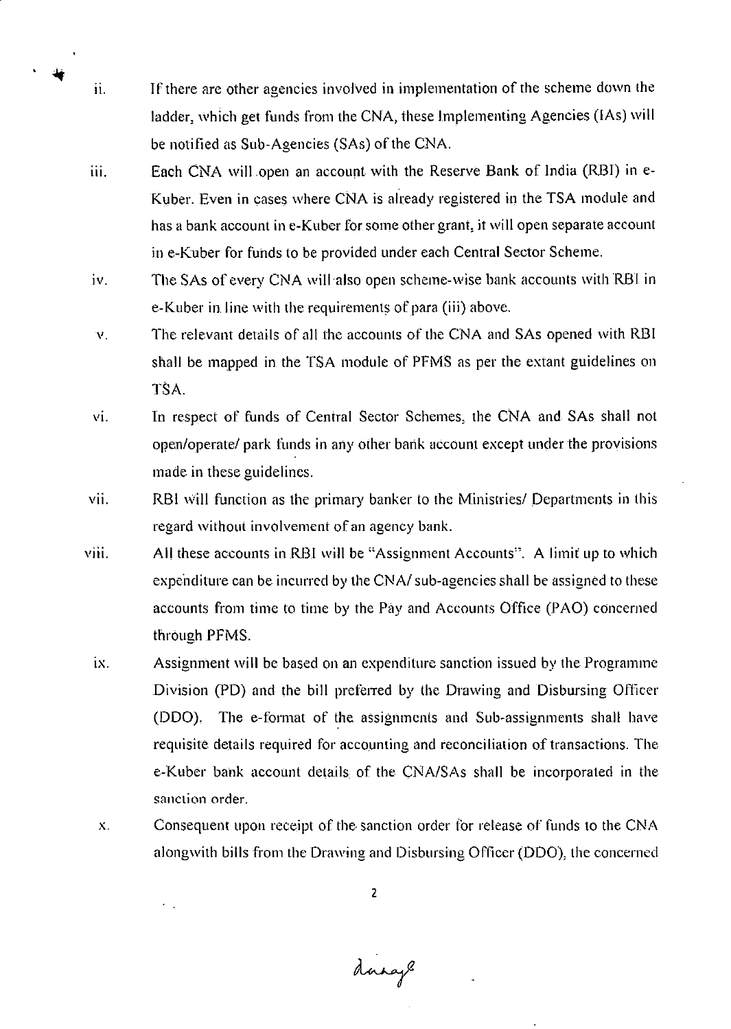ii. If there are other agencies involved in implementation of the scheme down the ladder, which get funds from the CNA, these Implementing Agencies (IAs) will be notified as Sub-Agencies (SAs) of the CNA.

iii. Each CNA will open an account with the Reserve Bank of India (RBI) in e-Kuber. Even in cases where CNA is already registered in the TSA module and has a bank account in e-Kuber for some other grant, it will open separate account in e-Kuber for funds to be provided under each Central Sector Scheme.

iv. The SAs of every CNA will also open scheme-wise bank accounts with RBI in e-Kuber in line with the requirements of para (iii) above.

v. The relevant details of all the accounts of the CNA and SAs opened with RBI shall be mapped in the TSA module of PFMS as per the extant guidelines on TSA.

vi. In respect of funds of Central Sector Schemes, the CNA and SAs shall not open/operate/ park funds in any other bank account except under the provisions made in these guidelines.

vii. RBI will function as the primary banker to the Ministries/ Departments in this regard without involvement of an agency bank.

viii. All these accounts in RBI will be "Assignment Accounts". A limit up to which expenditure can be incurred by the CNA/ sub-agencies shall be assigned to these accounts from time to time by the Pay and Accounts Office (PAO) concerned through PFMS.

ix. Assignment will be based on an expenditure sanction issued by the Programme Division (PD) and the bill preferred by the Drawing and Disbursing Officer (DDO). The e-format of the assignments and Sub-assignments shall have requisite details required for accounting and reconciliation of transactions. The e-Kuber bank account details of the CNA/SAs shall be incorporated in the sanction order.

x. Consequent upon receipt of the sanction order for release of funds to the CNA alongwith bills from the Drawing and Disbursing Officer (DDO), the concerned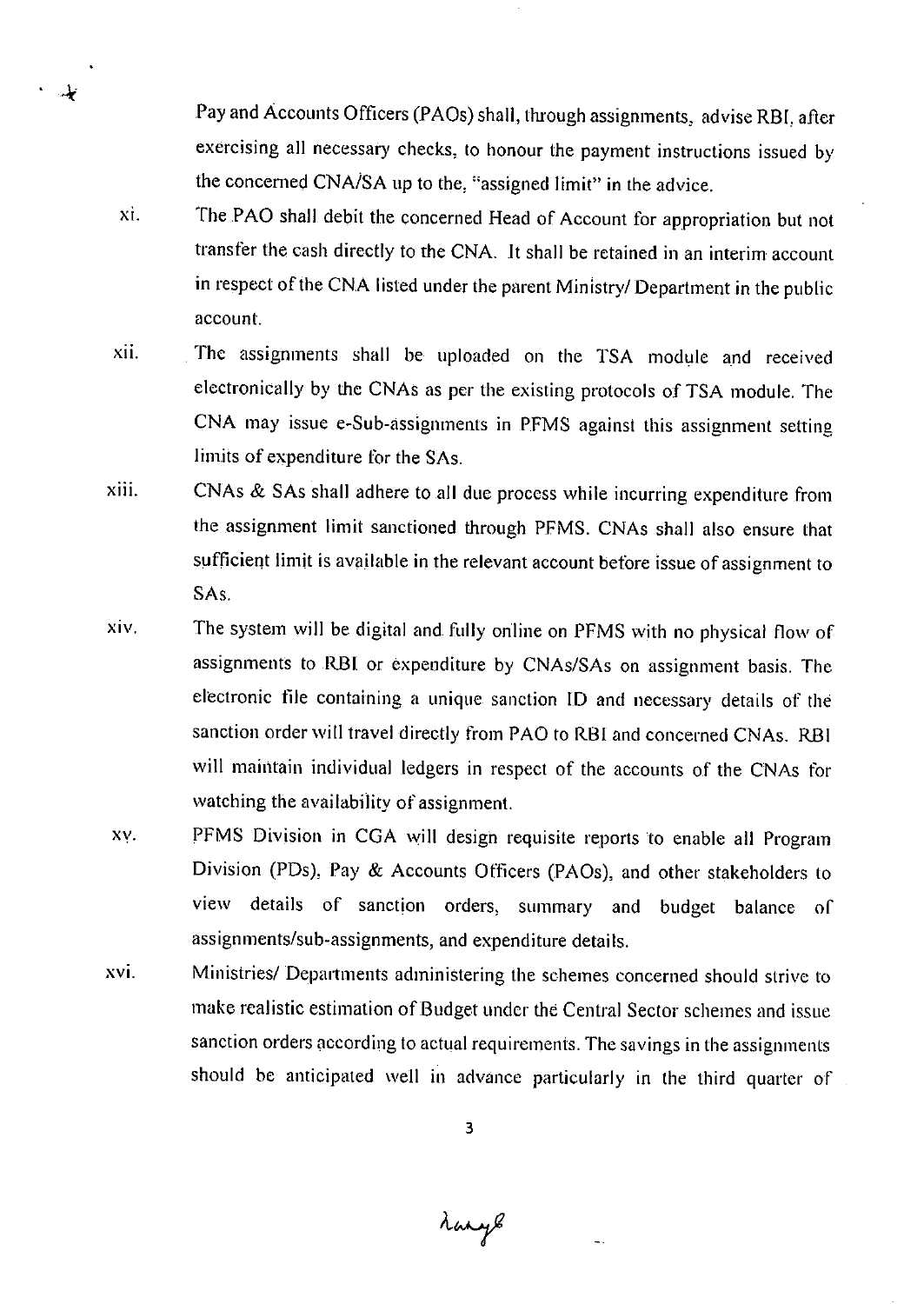Pay and Accounts Officers (PAOs) shall, through assignments, advise RBI, after exercising all necessary checks, to honour the payment instructions issued by the concerned CNA/SA up to the, "assigned limit" in the advice.

xi. The PAO shall debit the concerned Head of Account for appropriation but not transfer the cash directly to the CNA. It shall be retained in an interim account in respect of the CNA listed under the parent Ministry/ Department in the public account.

xii. The assignments shall be uploaded on the TSA module and received electronically by the CNAs as per the existing protocols of TSA module. The CNA may issue e-Sub-assignments in PFMS against this assignment setting limits of expenditure for the SAs.

xiii. CNAs & SAs shall adhere to all due process while incurring expenditure from the assignment limit sanctioned through PFMS. CNAs shall also ensure that sufficient limit is available in the relevant account before issue of assignment to SAs.

xiv. The system will be digital and fully online on PFMS with no physical flow of assignments to RBI or expenditure by CNAs/SAs on assignment basis. The electronic file containing a unique sanction ID and necessary details of the sanction order will travel directly from PAO to RBI and concerned CNAs. RBI will maintain individual ledgers in respect of the accounts of the CNAs for watching the availability of assignment.

xv. PFMS Division in CGA will design requisite reports to enable all Program Division (PDs), Pay & Accounts Officers (PAOs), and other stakeholders to view details of sanction orders, summary and budget balance of assignments/sub-assignments, and expenditure details.

xvi. Ministries/ Departments administering the schemes concerned should strive to make realistic estimation of Budget under the Central Sector schemes and issue sanction orders according to actual requirements. The savings in the assignments should be anticipated well in advance particularly in the third quarter of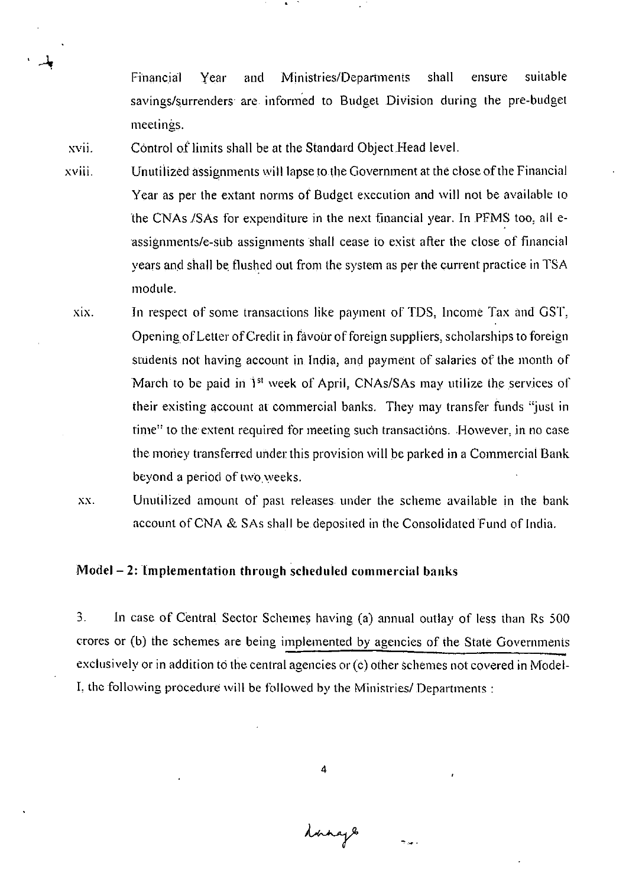Financial Year and Ministries/Departments shall ensure suitable savings/surrenders are informed to Budget Division during the pre-budget meetings.

xvii. Control of limits shall be at the Standard Object Head level.

xviii. Unutilized assignments will lapse to the Government at the close of the Financial Year as per the extant norms of Budget execution and will not be available to the CNAs /SAs for expenditure in the next financial year. In PFMS too, all e-assignments/e-sub assignments shall cease to exist after the close of financial years and shall be flushed out from the system as per the current practice in TSA module.

xix. In respect of some transactions like payment of TDS, Income Tax and GST, Opening of Letter of Credit in favour of foreign suppliers, scholarships to foreign students not having account in India, and payment of salaries of the month of March to be paid in 1st week of April, CNAs/SAs may utilize the services of their existing account at commercial banks. They may transfer funds "just in time" to the extent required for meeting such transactions. However, in no case the money transferred under this provision will be parked in a Commercial Bank beyond a period of two weeks.

xx. Unutilized amount of past releases under the scheme available in the bank account of CNA & SAs shall be deposited in the Consolidated Fund of India.

**Model – 2: Implementation through scheduled commercial banks**

3. In case of Central Sector Schemes having (a) annual outlay of less than Rs 500 crores or (b) the schemes are being implemented by agencies of the State Governments exclusively or in addition to the central agencies or (c) other schemes not covered in Model-I, the following procedure will be followed by the Ministries/ Departments :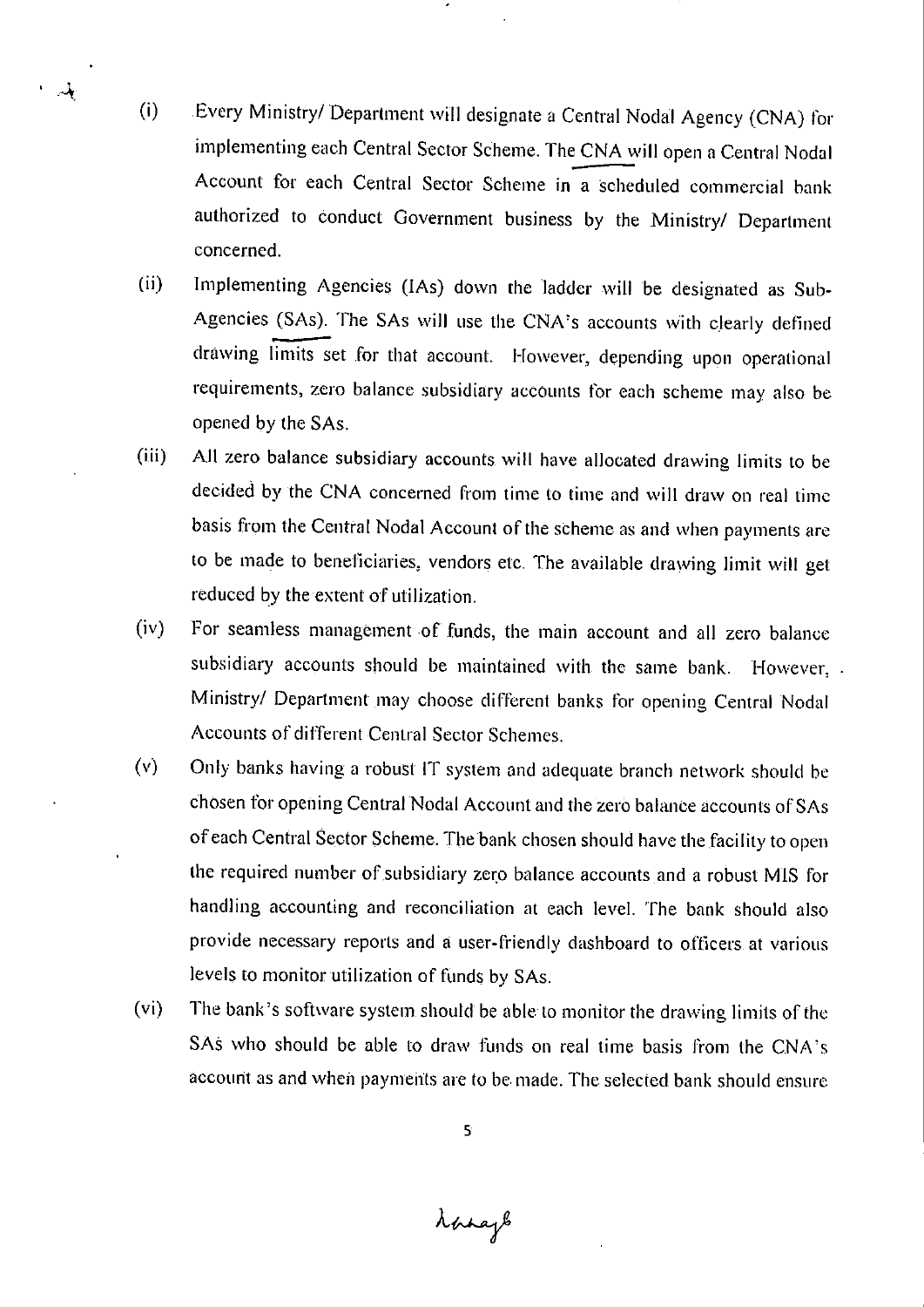(i) Every Ministry/ Department will designate a Central Nodal Agency (CNA) for implementing each Central Sector Scheme. The CNA will open a Central Nodal Account for each Central Sector Scheme in a scheduled commercial bank authorized to conduct Government business by the Ministry/ Department concerned.

(ii) Implementing Agencies (IAs) down the ladder will be designated as Sub-Agencies (SAs). The SAs will use the CNA's accounts with clearly defined drawing limits set for that account. However, depending upon operational requirements, zero balance subsidiary accounts for each scheme may also be opened by the SAs.

(iii) All zero balance subsidiary accounts will have allocated drawing limits to be decided by the CNA concerned from time to time and will draw on real time basis from the Central Nodal Account of the scheme as and when payments are to be made to beneficiaries, vendors etc. The available drawing limit will get reduced by the extent of utilization.

(iv) For seamless management of funds, the main account and all zero balance subsidiary accounts should be maintained with the same bank. However, Ministry/ Department may choose different banks for opening Central Nodal Accounts of different Central Sector Schemes.

(v) Only banks having a robust IT system and adequate branch network should be chosen for opening Central Nodal Account and the zero balance accounts of SAs of each Central Sector Scheme. The bank chosen should have the facility to open the required number of subsidiary zero balance accounts and a robust MIS for handling accounting and reconciliation at each level. The bank should also provide necessary reports and a user-friendly dashboard to officers at various levels to monitor utilization of funds by SAs.

(vi) The bank's software system should be able to monitor the drawing limits of the SAs who should be able to draw funds on real time basis from the CNA's account as and when payments are to be made. The selected bank should ensure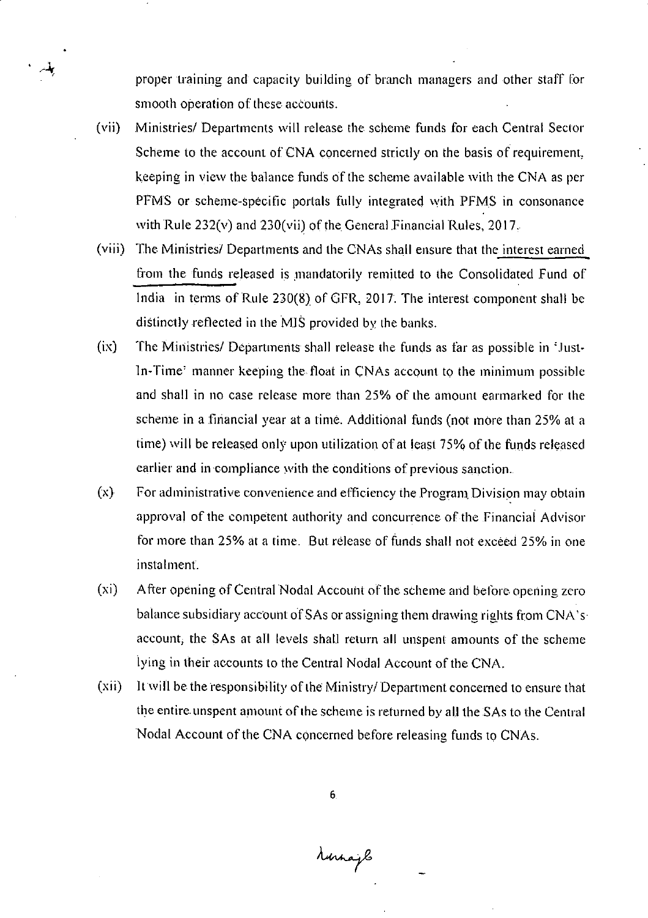proper training and capacity building of branch managers and other staff for smooth operation of these accounts.

(vii) Ministries/ Departments will release the scheme funds for each Central Sector Scheme to the account of CNA concerned strictly on the basis of requirement, keeping in view the balance funds of the scheme available with the CNA as per PFMS or scheme-specific portals fully integrated with PFMS in consonance with Rule 232(v) and 230(vii) of the General Financial Rules, 2017.

(viii) The Ministries/ Departments and the CNAs shall ensure that the interest earned from the funds released is mandatorily remitted to the Consolidated Fund of India in terms of Rule 230(8) of GFR, 2017. The interest component shall be distinctly reflected in the MIS provided by the banks.

(ix) The Ministries/ Departments shall release the funds as far as possible in 'Just-In-Time' manner keeping the float in CNAs account to the minimum possible and shall in no case release more than 25% of the amount earmarked for the scheme in a financial year at a time. Additional funds (not more than 25% at a time) will be released only upon utilization of at least 75% of the funds released earlier and in compliance with the conditions of previous sanction.

(x) For administrative convenience and efficiency the Program Division may obtain approval of the competent authority and concurrence of the Financial Advisor for more than 25% at a time. But release of funds shall not exceed 25% in one instalment.

(xi) After opening of Central Nodal Account of the scheme and before opening zero balance subsidiary account of SAs or assigning them drawing rights from CNA's account, the SAs at all levels shall return all unspent amounts of the scheme lying in their accounts to the Central Nodal Account of the CNA.

(xii) It will be the responsibility of the Ministry/ Department concerned to ensure that the entire unspent amount of the scheme is returned by all the SAs to the Central Nodal Account of the CNA concerned before releasing funds to CNAs.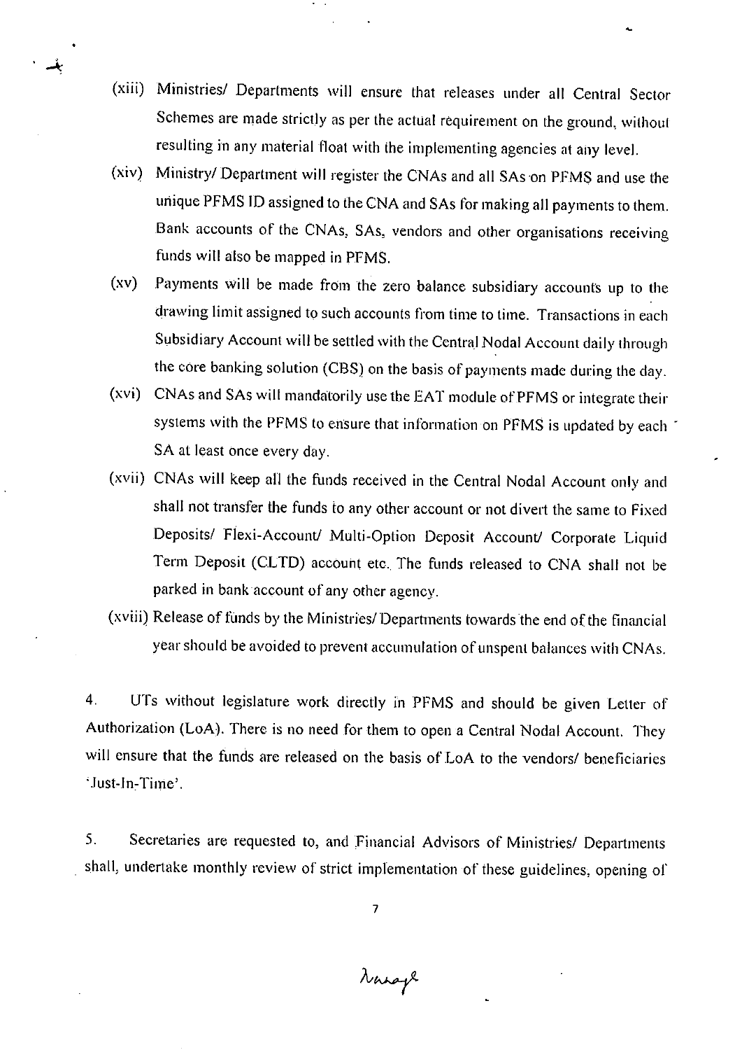(xiii) Ministries/ Departments will ensure that releases under all Central Sector Schemes are made strictly as per the actual requirement on the ground, without resulting in any material float with the implementing agencies at any level.

(xiv) Ministry/ Department will register the CNAs and all SAs on PFMS and use the unique PFMS ID assigned to the CNA and SAs for making all payments to them. Bank accounts of the CNAs, SAs, vendors and other organisations receiving funds will also be mapped in PFMS.

(xv) Payments will be made from the zero balance subsidiary accounts up to the drawing limit assigned to such accounts from time to time. Transactions in each Subsidiary Account will be settled with the Central Nodal Account daily through the core banking solution (CBS) on the basis of payments made during the day.

(xvi) CNAs and SAs will mandatorily use the EAT module of PFMS or integrate their systems with the PFMS to ensure that information on PFMS is updated by each SA at least once every day.

(xvii) CNAs will keep all the funds received in the Central Nodal Account only and shall not transfer the funds to any other account or not divert the same to Fixed Deposits/ Flexi-Account/ Multi-Option Deposit Account/ Corporate Liquid Term Deposit (CLTD) account etc. The funds released to CNA shall not be parked in bank account of any other agency.

(xviii) Release of funds by the Ministries/ Departments towards the end of the financial year should be avoided to prevent accumulation of unspent balances with CNAs.

4. UTs without legislature work directly in PFMS and should be given Letter of Authorization (LoA). There is no need for them to open a Central Nodal Account. They will ensure that the funds are released on the basis of LoA to the vendors/ beneficiaries 'Just-In-Time'.

5. Secretaries are requested to, and Financial Advisors of Ministries/ Departments shall, undertake monthly review of strict implementation of these guidelines, opening of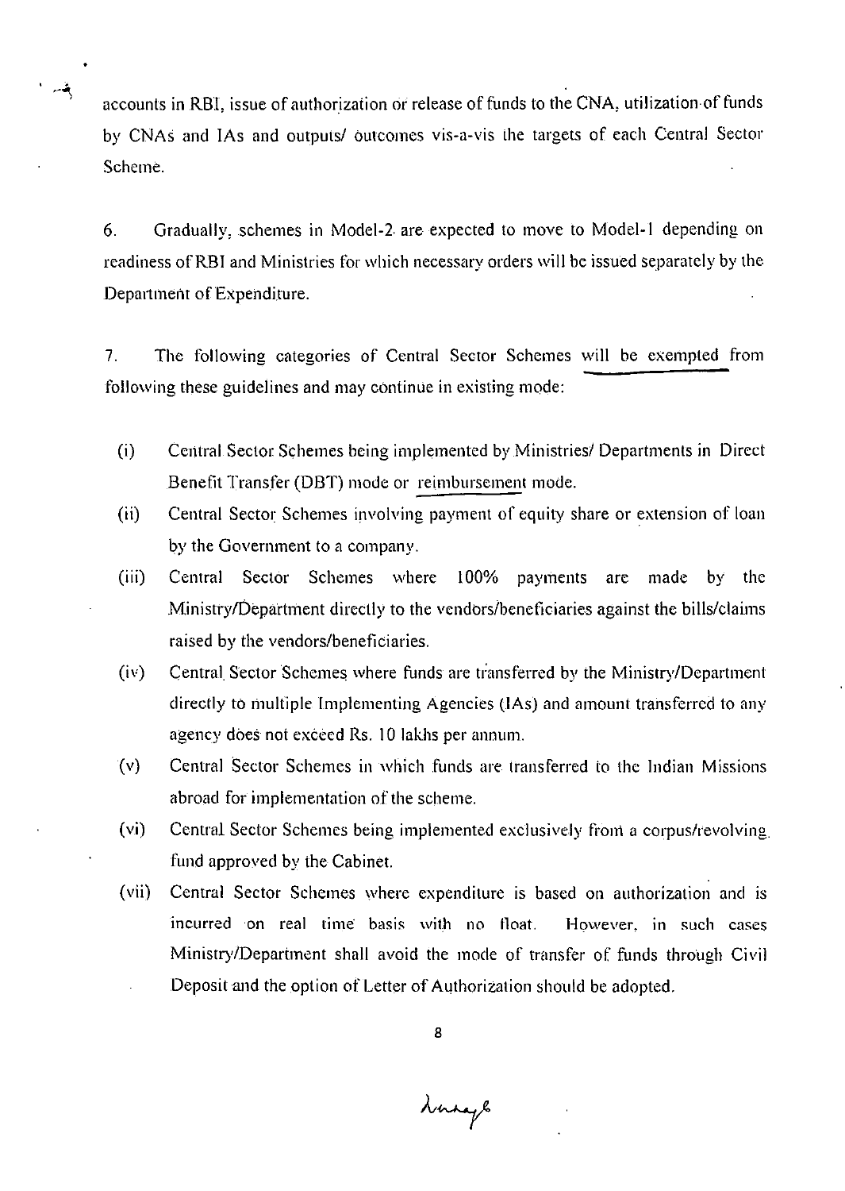accounts in RBI, issue of authorization or release of funds to the CNA, utilization of funds by CNAs and IAs and outputs/ outcomes vis-a-vis the targets of each Central Sector Scheme.

6. Gradually, schemes in Model-2 are expected to move to Model-1 depending on readiness of RBI and Ministries for which necessary orders will be issued separately by the Department of Expenditure.

7. The following categories of Central Sector Schemes will be exempted from following these guidelines and may continue in existing mode:

(i) Central Sector Schemes being implemented by Ministries/ Departments in Direct Benefit Transfer (DBT) mode or reimbursement mode.

(ii) Central Sector Schemes involving payment of equity share or extension of loan by the Government to a company.

(iii) Central Sector Schemes where 100% payments are made by the Ministry/Department directly to the vendors/beneficiaries against the bills/claims raised by the vendors/beneficiaries.

(iv) Central Sector Schemes where funds are transferred by the Ministry/Department directly to multiple Implementing Agencies (IAs) and amount transferred to any agency does not exceed Rs. 10 lakhs per annum.

(v) Central Sector Schemes in which funds are transferred to the Indian Missions abroad for implementation of the scheme.

(vi) Central Sector Schemes being implemented exclusively from a corpus/revolving fund approved by the Cabinet.

(vii) Central Sector Schemes where expenditure is based on authorization and is incurred on real time basis with no float. However, in such cases Ministry/Department shall avoid the mode of transfer of funds through Civil Deposit and the option of Letter of Authorization should be adopted.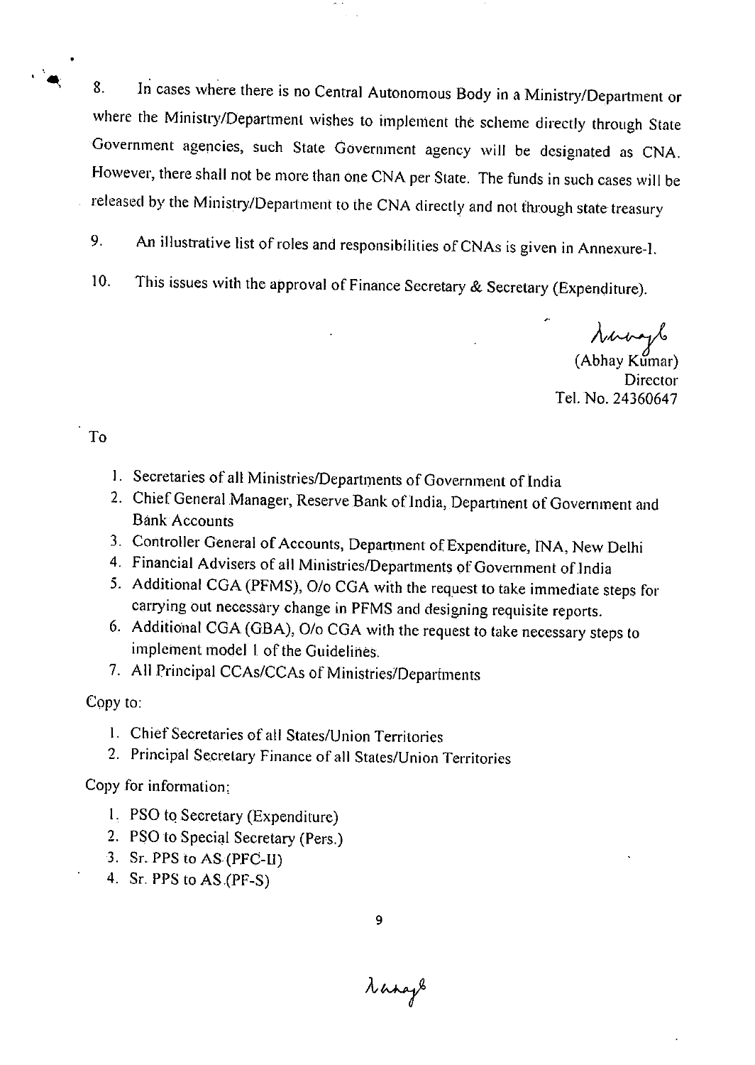8. In cases where there is no Central Autonomous Body in a Ministry/Department or where the Ministry/Department wishes to implement the scheme directly through State Government agencies, such State Government agency will be designated as CNA. However, there shall not be more than one CNA per State. The funds in such cases will be released by the Ministry/Department to the CNA directly and not through state treasury

9. An illustrative list of roles and responsibilities of CNAs is given in Annexure-I.

10. This issues with the approval of Finance Secretary & Secretary (Expenditure).

(Abhay Kumar)
Director
Tel. No. 24360647

To

1. Secretaries of all Ministries/Departments of Government of India
2. Chief General Manager, Reserve Bank of India, Department of Government and Bank Accounts
3. Controller General of Accounts, Department of Expenditure, INA, New Delhi
4. Financial Advisers of all Ministries/Departments of Government of India
5. Additional CGA (PFMS), O/o CGA with the request to take immediate steps for carrying out necessary change in PFMS and designing requisite reports.
6. Additional CGA (GBA), O/o CGA with the request to take necessary steps to implement model I of the Guidelines.
7. All Principal CCAs/CCAs of Ministries/Departments

Copy to:

1. Chief Secretaries of all States/Union Territories
2. Principal Secretary Finance of all States/Union Territories

Copy for information:

1. PSO to Secretary (Expenditure)
2. PSO to Special Secretary (Pers.)
3. Sr. PPS to AS (PFC-II)
4. Sr. PPS to AS (PF-S)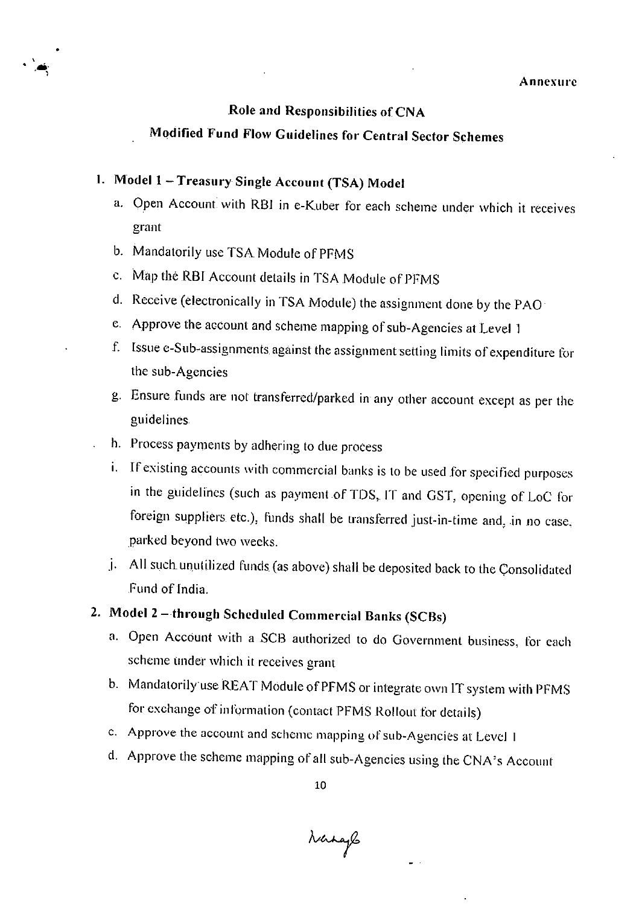Annexure

## Role and Responsibilities of CNA

## Modified Fund Flow Guidelines for Central Sector Schemes

1. **Model 1 – Treasury Single Account (TSA) Model**
   a. Open Account with RBI in e-Kuber for each scheme under which it receives grant
   b. Mandatorily use TSA Module of PFMS
   c. Map the RBI Account details in TSA Module of PFMS
   d. Receive (electronically in TSA Module) the assignment done by the PAO
   e. Approve the account and scheme mapping of sub-Agencies at Level 1
   f. Issue e-Sub-assignments against the assignment setting limits of expenditure for the sub-Agencies
   g. Ensure funds are not transferred/parked in any other account except as per the guidelines
   h. Process payments by adhering to due process
   i. If existing accounts with commercial banks is to be used for specified purposes in the guidelines (such as payment of TDS, IT and GST, opening of LoC for foreign suppliers etc.), funds shall be transferred just-in-time and, in no case, parked beyond two weeks.
   j. All such unutilized funds (as above) shall be deposited back to the Consolidated Fund of India.

2. **Model 2 – through Scheduled Commercial Banks (SCBs)**
   a. Open Account with a SCB authorized to do Government business, for each scheme under which it receives grant
   b. Mandatorily use REAT Module of PFMS or integrate own IT system with PFMS for exchange of information (contact PFMS Rollout for details)
   c. Approve the account and scheme mapping of sub-Agencies at Level 1
   d. Approve the scheme mapping of all sub-Agencies using the CNA's Account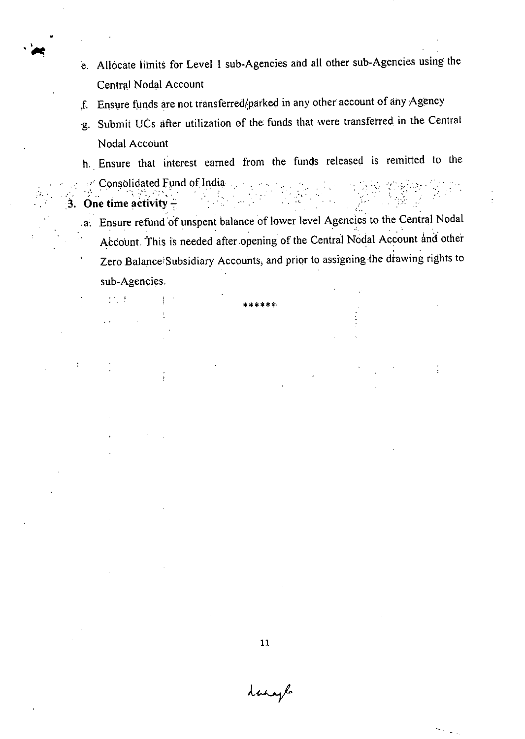e. Allocate limits for Level 1 sub-Agencies and all other sub-Agencies using the Central Nodal Account

f. Ensure funds are not transferred/parked in any other account of any Agency

g. Submit UCs after utilization of the funds that were transferred in the Central Nodal Account

h. Ensure that interest earned from the funds released is remitted to the Consolidated Fund of India

**3. One time activity –**

a. Ensure refund of unspent balance of lower level Agencies to the Central Nodal Account. This is needed after opening of the Central Nodal Account and other Zero Balance Subsidiary Accounts, and prior to assigning the drawing rights to sub-Agencies.

******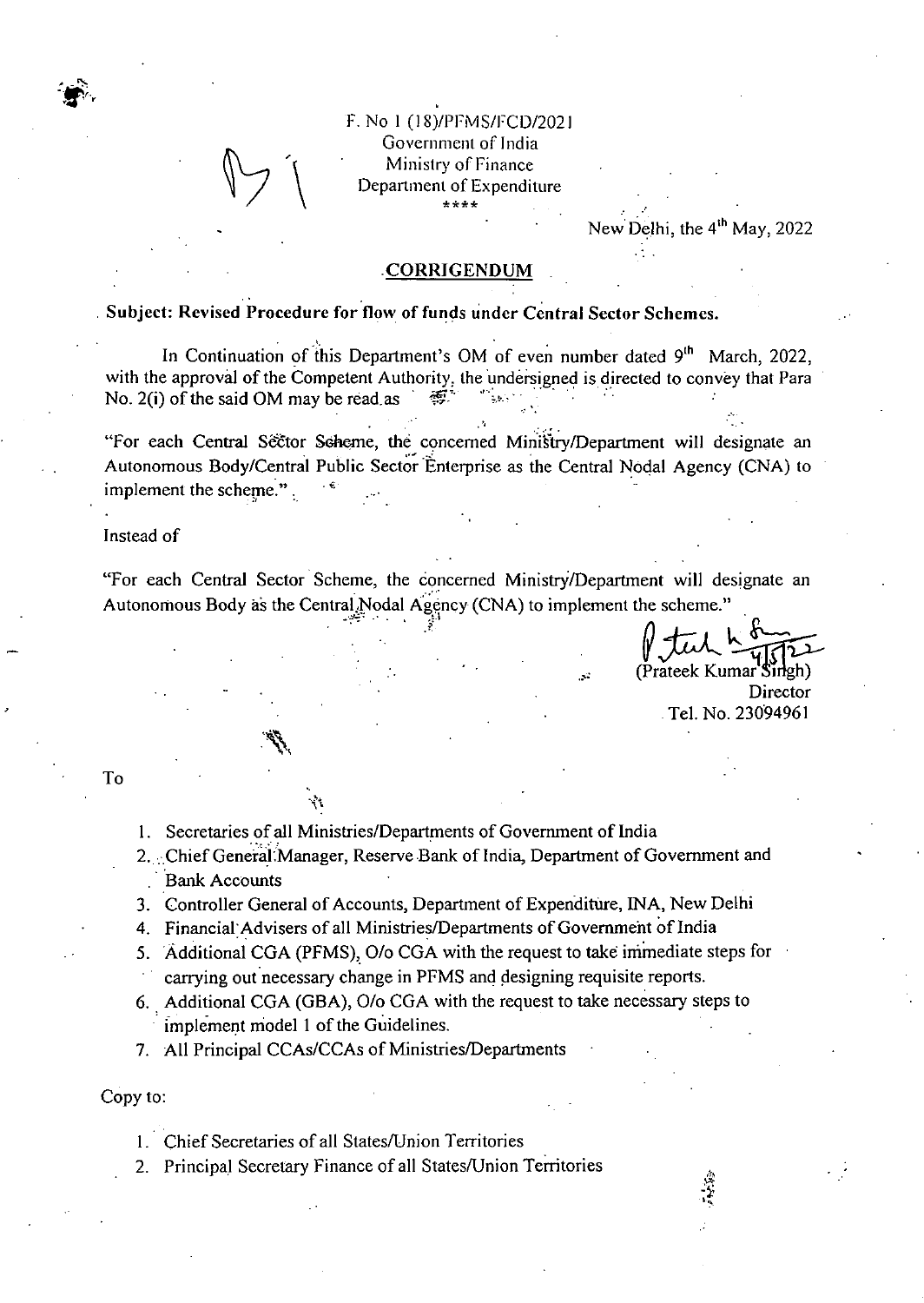F. No 1 (18)/PFMS/FCD/2021
Government of India
Ministry of Finance
Department of Expenditure
\*\*\*\*

New Delhi, the 4th May, 2022

## CORRIGENDUM

**Subject: Revised Procedure for flow of funds under Central Sector Schemes.**

In Continuation of this Department's OM of even number dated 9th March, 2022, with the approval of the Competent Authority, the undersigned is directed to convey that Para No. 2(i) of the said OM may be read as

"For each Central Sector Scheme, the concerned Ministry/Department will designate an Autonomous Body/Central Public Sector Enterprise as the Central Nodal Agency (CNA) to implement the scheme."

Instead of

"For each Central Sector Scheme, the concerned Ministry/Department will designate an Autonomous Body as the Central Nodal Agency (CNA) to implement the scheme."

(Prateek Kumar Singh)
Director
Tel. No. 23094961

To

1. Secretaries of all Ministries/Departments of Government of India
2. Chief General Manager, Reserve Bank of India, Department of Government and Bank Accounts
3. Controller General of Accounts, Department of Expenditure, INA, New Delhi
4. Financial Advisers of all Ministries/Departments of Government of India
5. Additional CGA (PFMS), O/o CGA with the request to take immediate steps for carrying out necessary change in PFMS and designing requisite reports.
6. Additional CGA (GBA), O/o CGA with the request to take necessary steps to implement model 1 of the Guidelines.
7. All Principal CCAs/CCAs of Ministries/Departments

Copy to:

1. Chief Secretaries of all States/Union Territories
2. Principal Secretary Finance of all States/Union Territories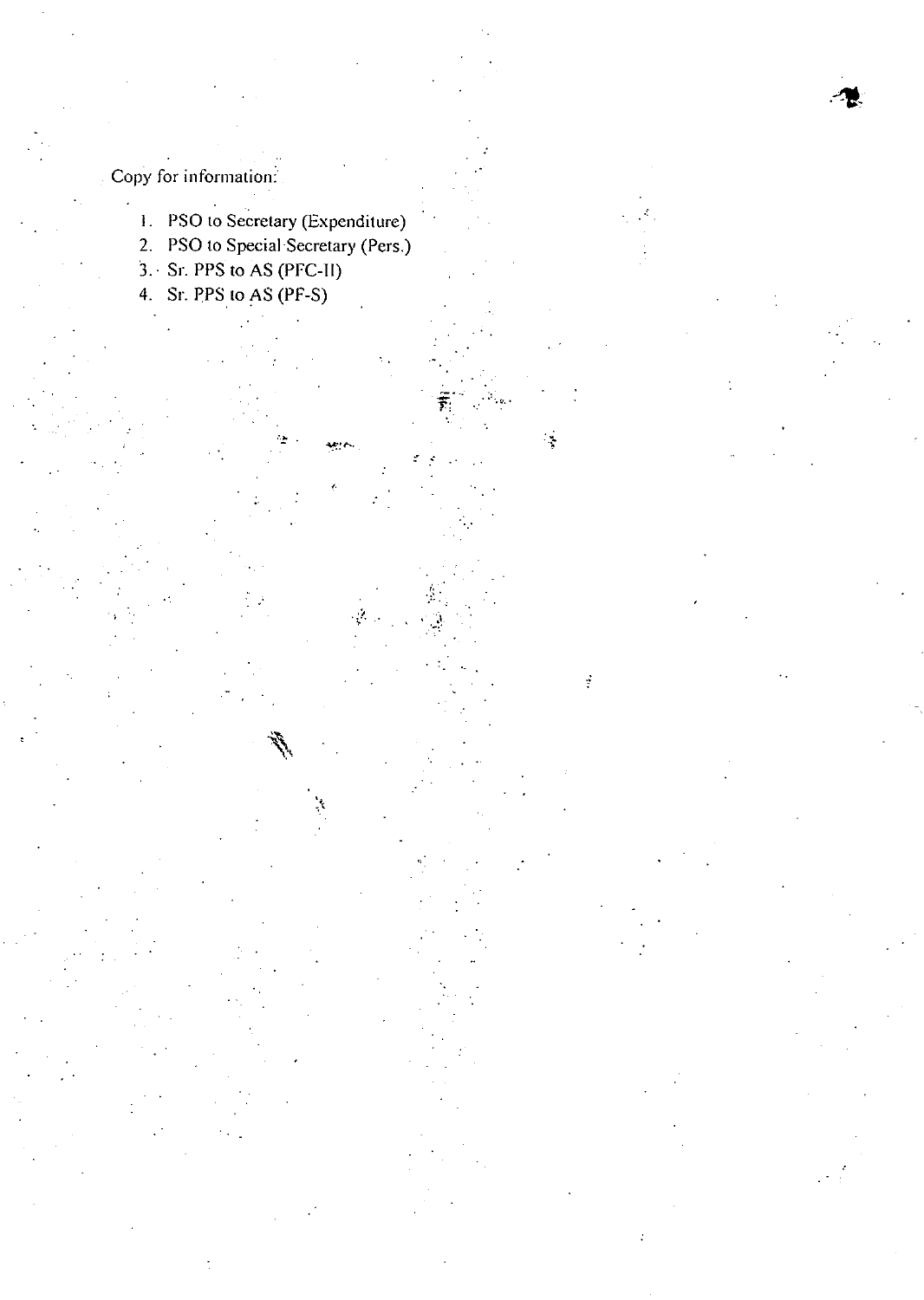Copy for information:

1. PSO to Secretary (Expenditure)
2. PSO to Special Secretary (Pers.)
3. Sr. PPS to AS (PFC-II)
4. Sr. PPS to AS (PF-S)